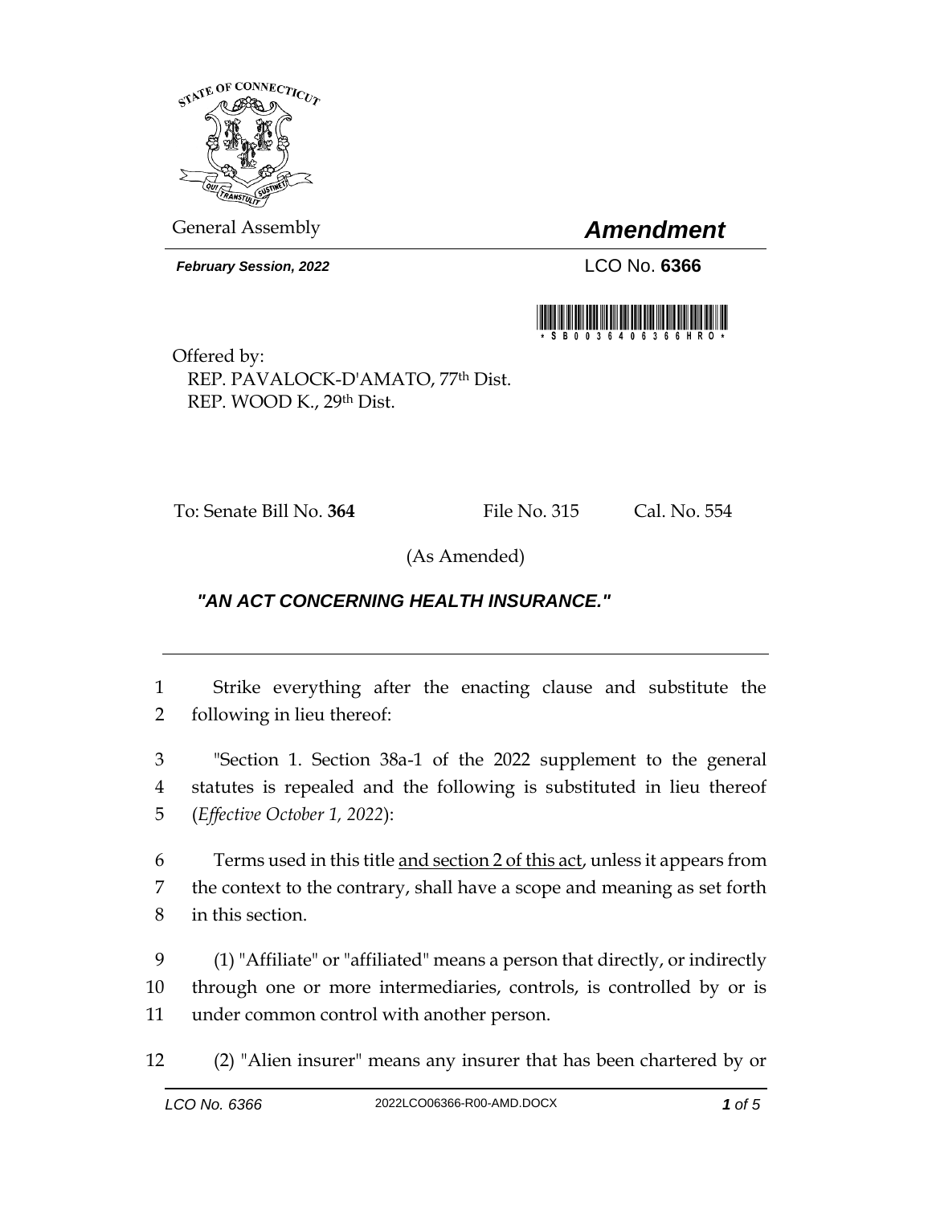General Assembly

# *Amendment*

***February Session, 2022***

LCO No. **6366**

Offered by:
REP. PAVALOCK-D'AMATO, 77th Dist.
REP. WOOD K., 29th Dist.

To: Senate Bill No. **364** File No. 315 Cal. No. 554

(As Amended)

***"AN ACT CONCERNING HEALTH INSURANCE."***

---

1 Strike everything after the enacting clause and substitute the
2 following in lieu thereof:

3 "Section 1. Section 38a-1 of the 2022 supplement to the general
4 statutes is repealed and the following is substituted in lieu thereof
5 (*Effective October 1, 2022*):

6 Terms used in this title <u>and section 2 of this act</u>, unless it appears from
7 the context to the contrary, shall have a scope and meaning as set forth
8 in this section.

9 (1) "Affiliate" or "affiliated" means a person that directly, or indirectly
10 through one or more intermediaries, controls, is controlled by or is
11 under common control with another person.

12 (2) "Alien insurer" means any insurer that has been chartered by or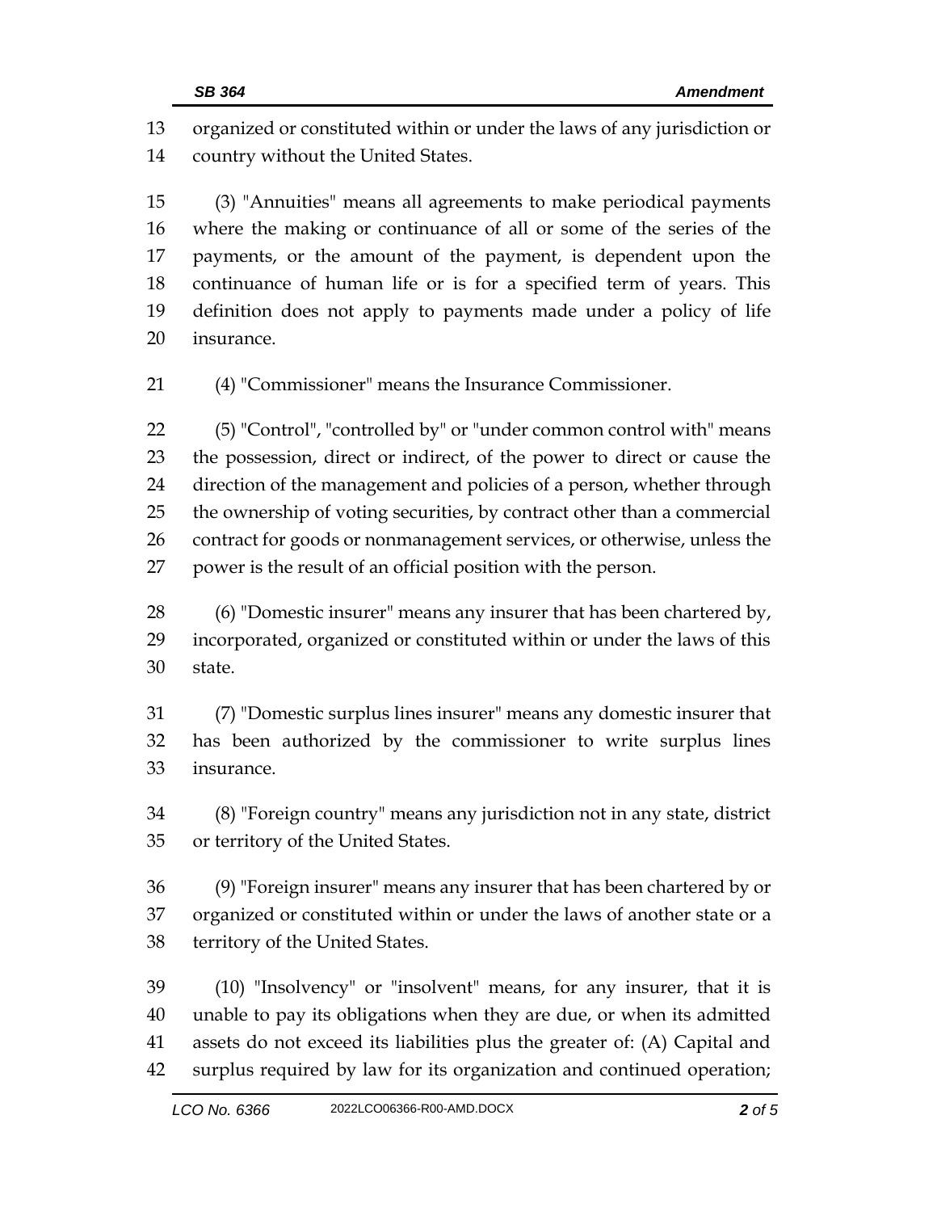organized or constituted within or under the laws of any jurisdiction or country without the United States.

(3) "Annuities" means all agreements to make periodical payments where the making or continuance of all or some of the series of the payments, or the amount of the payment, is dependent upon the continuance of human life or is for a specified term of years. This definition does not apply to payments made under a policy of life insurance.

(4) "Commissioner" means the Insurance Commissioner.

(5) "Control", "controlled by" or "under common control with" means the possession, direct or indirect, of the power to direct or cause the direction of the management and policies of a person, whether through the ownership of voting securities, by contract other than a commercial contract for goods or nonmanagement services, or otherwise, unless the power is the result of an official position with the person.

(6) "Domestic insurer" means any insurer that has been chartered by, incorporated, organized or constituted within or under the laws of this state.

(7) "Domestic surplus lines insurer" means any domestic insurer that has been authorized by the commissioner to write surplus lines insurance.

(8) "Foreign country" means any jurisdiction not in any state, district or territory of the United States.

(9) "Foreign insurer" means any insurer that has been chartered by or organized or constituted within or under the laws of another state or a territory of the United States.

(10) "Insolvency" or "insolvent" means, for any insurer, that it is unable to pay its obligations when they are due, or when its admitted assets do not exceed its liabilities plus the greater of: (A) Capital and surplus required by law for its organization and continued operation;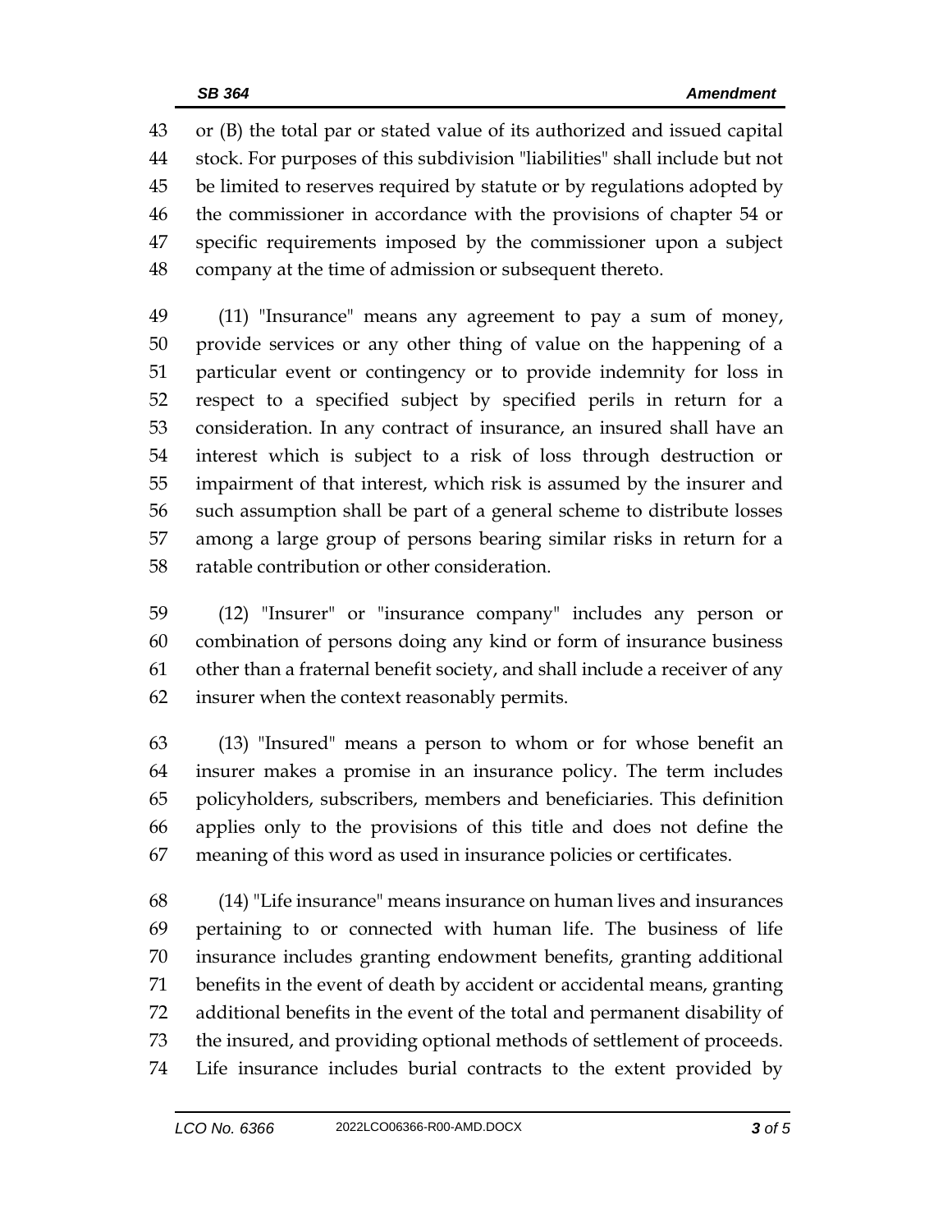or (B) the total par or stated value of its authorized and issued capital stock. For purposes of this subdivision "liabilities" shall include but not be limited to reserves required by statute or by regulations adopted by the commissioner in accordance with the provisions of chapter 54 or specific requirements imposed by the commissioner upon a subject company at the time of admission or subsequent thereto.

(11) "Insurance" means any agreement to pay a sum of money, provide services or any other thing of value on the happening of a particular event or contingency or to provide indemnity for loss in respect to a specified subject by specified perils in return for a consideration. In any contract of insurance, an insured shall have an interest which is subject to a risk of loss through destruction or impairment of that interest, which risk is assumed by the insurer and such assumption shall be part of a general scheme to distribute losses among a large group of persons bearing similar risks in return for a ratable contribution or other consideration.

(12) "Insurer" or "insurance company" includes any person or combination of persons doing any kind or form of insurance business other than a fraternal benefit society, and shall include a receiver of any insurer when the context reasonably permits.

(13) "Insured" means a person to whom or for whose benefit an insurer makes a promise in an insurance policy. The term includes policyholders, subscribers, members and beneficiaries. This definition applies only to the provisions of this title and does not define the meaning of this word as used in insurance policies or certificates.

(14) "Life insurance" means insurance on human lives and insurances pertaining to or connected with human life. The business of life insurance includes granting endowment benefits, granting additional benefits in the event of death by accident or accidental means, granting additional benefits in the event of the total and permanent disability of the insured, and providing optional methods of settlement of proceeds. Life insurance includes burial contracts to the extent provided by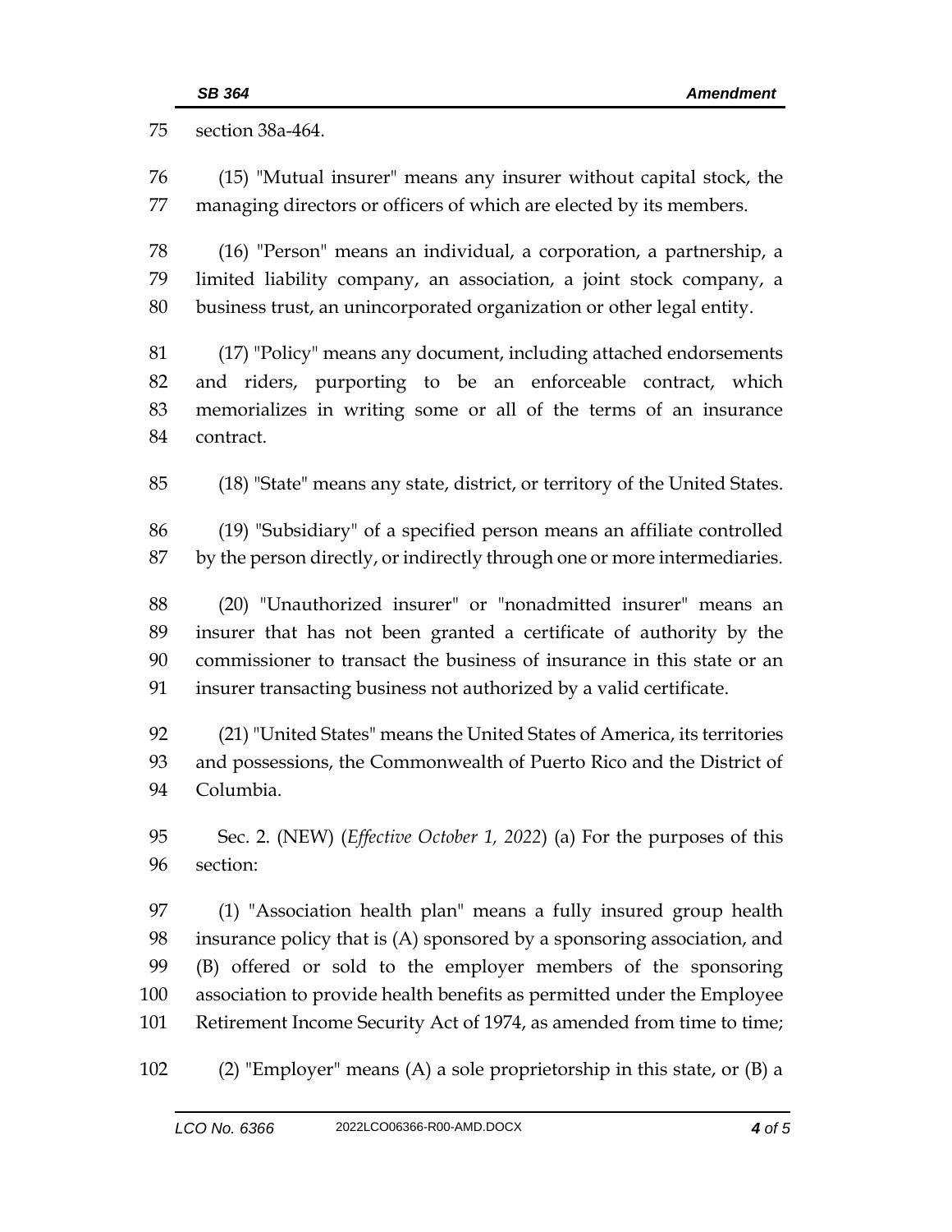section 38a-464.

(15) "Mutual insurer" means any insurer without capital stock, the managing directors or officers of which are elected by its members.

(16) "Person" means an individual, a corporation, a partnership, a limited liability company, an association, a joint stock company, a business trust, an unincorporated organization or other legal entity.

(17) "Policy" means any document, including attached endorsements and riders, purporting to be an enforceable contract, which memorializes in writing some or all of the terms of an insurance contract.

(18) "State" means any state, district, or territory of the United States.

(19) "Subsidiary" of a specified person means an affiliate controlled by the person directly, or indirectly through one or more intermediaries.

(20) "Unauthorized insurer" or "nonadmitted insurer" means an insurer that has not been granted a certificate of authority by the commissioner to transact the business of insurance in this state or an insurer transacting business not authorized by a valid certificate.

(21) "United States" means the United States of America, its territories and possessions, the Commonwealth of Puerto Rico and the District of Columbia.

Sec. 2. (NEW) (*Effective October 1, 2022*) (a) For the purposes of this section:

(1) "Association health plan" means a fully insured group health insurance policy that is (A) sponsored by a sponsoring association, and (B) offered or sold to the employer members of the sponsoring association to provide health benefits as permitted under the Employee Retirement Income Security Act of 1974, as amended from time to time;

(2) "Employer" means (A) a sole proprietorship in this state, or (B) a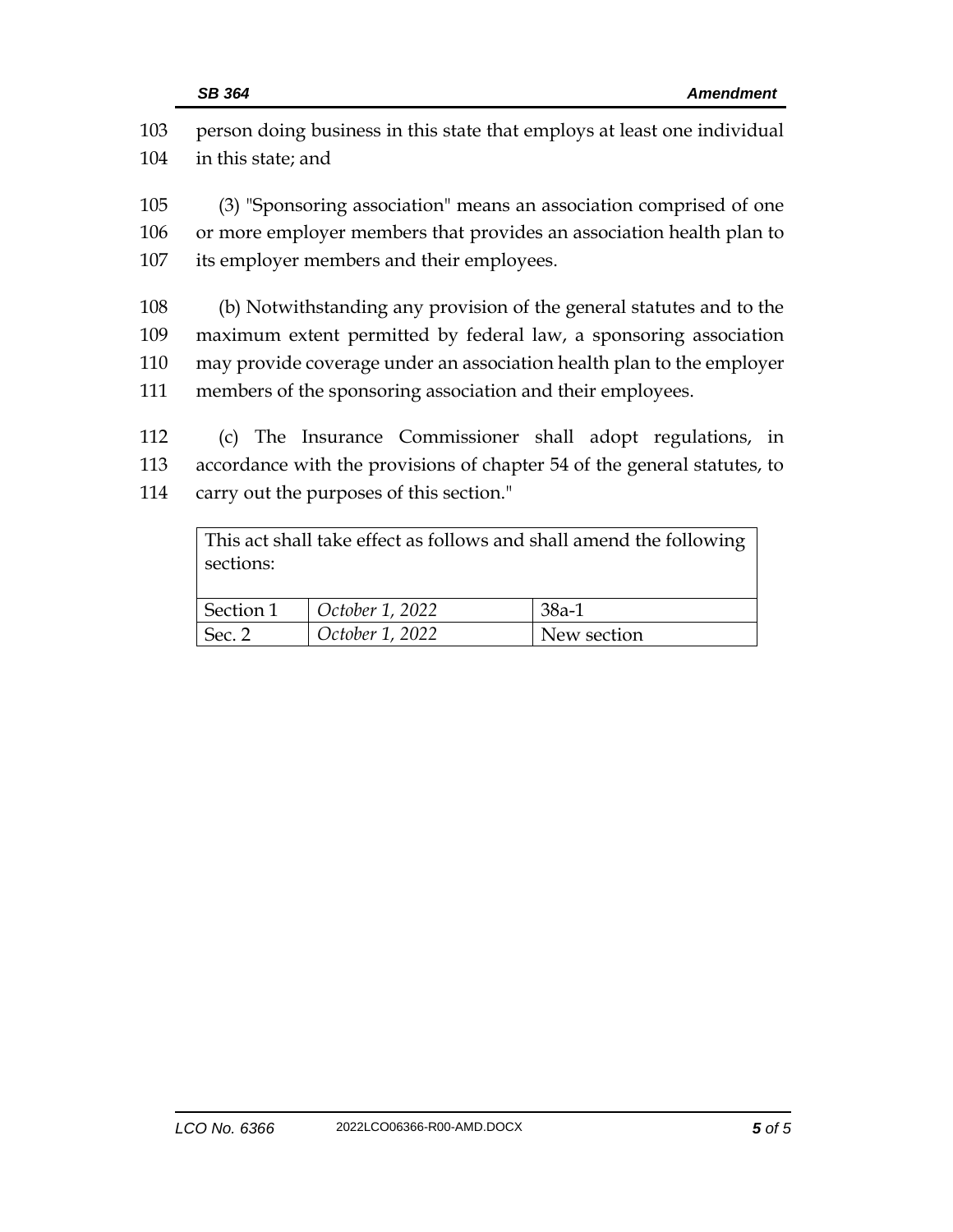person doing business in this state that employs at least one individual in this state; and

(3) "Sponsoring association" means an association comprised of one or more employer members that provides an association health plan to its employer members and their employees.

(b) Notwithstanding any provision of the general statutes and to the maximum extent permitted by federal law, a sponsoring association may provide coverage under an association health plan to the employer members of the sponsoring association and their employees.

(c) The Insurance Commissioner shall adopt regulations, in accordance with the provisions of chapter 54 of the general statutes, to carry out the purposes of this section."

| This act shall take effect as follows and shall amend the following sections: | | |
|---|---|---|
| Section 1 | *October 1, 2022* | 38a-1 |
| Sec. 2 | *October 1, 2022* | New section |